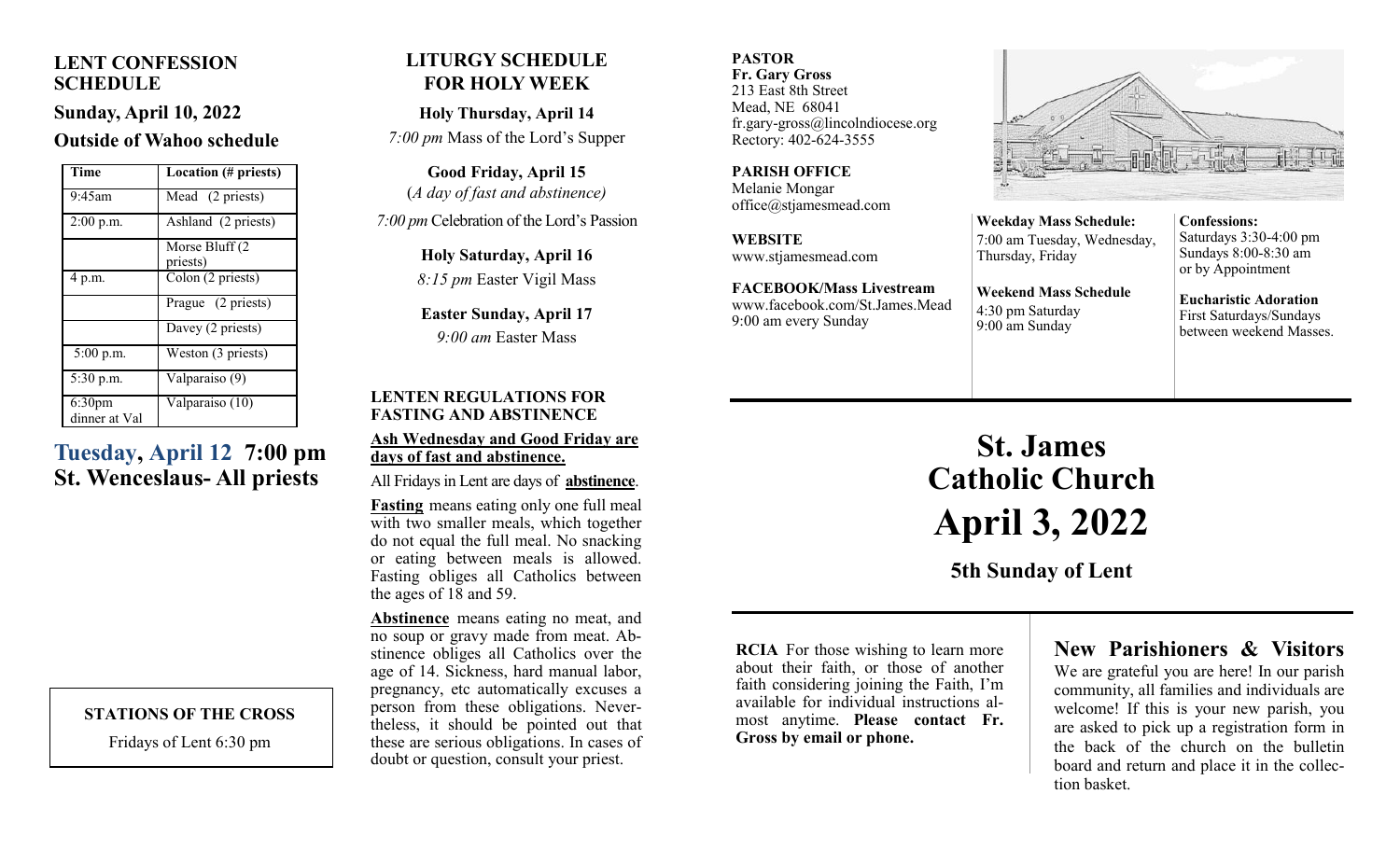## LENT CONFESSION SCHEDULE

### Sunday, April 10, 2022

### Outside of Wahoo schedule

| Time | Location (# priests) |
|---|---|
| 9:45am | Mead (2 priests) |
| 2:00 p.m. | Ashland (2 priests) |
| | Morse Bluff (2 priests) |
| 4 p.m. | Colon (2 priests) |
| | Prague (2 priests) |
| | Davey (2 priests) |
| 5:00 p.m. | Weston (3 priests) |
| 5:30 p.m. | Valparaiso (9) |
| 6:30pm dinner at Val | Valparaiso (10) |

## Tuesday, April 12 7:00 pm St. Wenceslaus- All priests

**STATIONS OF THE CROSS**

Fridays of Lent 6:30 pm

## LITURGY SCHEDULE FOR HOLY WEEK

**Holy Thursday, April 14**

*7:00 pm* Mass of the Lord's Supper

**Good Friday, April 15**

(*A day of fast and abstinence)*

*7:00 pm* Celebration of the Lord's Passion

**Holy Saturday, April 16**

*8:15 pm* Easter Vigil Mass

**Easter Sunday, April 17**

*9:00 am* Easter Mass

### LENTEN REGULATIONS FOR FASTING AND ABSTINENCE

**Ash Wednesday and Good Friday are days of fast and abstinence.**

All Fridays in Lent are days of **abstinence**.

**Fasting** means eating only one full meal with two smaller meals, which together do not equal the full meal. No snacking or eating between meals is allowed. Fasting obliges all Catholics between the ages of 18 and 59.

**Abstinence** means eating no meat, and no soup or gravy made from meat. Abstinence obliges all Catholics over the age of 14. Sickness, hard manual labor, pregnancy, etc automatically excuses a person from these obligations. Nevertheless, it should be pointed out that these are serious obligations. In cases of doubt or question, consult your priest.

**PASTOR**
**Fr. Gary Gross**
213 East 8th Street
Mead, NE 68041
fr.gary-gross@lincolndiocese.org
Rectory: 402-624-3555

**PARISH OFFICE**
Melanie Mongar
office@stjamesmead.com

**WEBSITE**
www.stjamesmead.com

**FACEBOOK/Mass Livestream**
www.facebook.com/St.James.Mead
9:00 am every Sunday

**Weekday Mass Schedule:**
7:00 am Tuesday, Wednesday, Thursday, Friday

**Weekend Mass Schedule**
4:30 pm Saturday
9:00 am Sunday

**Confessions:**
Saturdays 3:30-4:00 pm
Sundays 8:00-8:30 am
or by Appointment

**Eucharistic Adoration**
First Saturdays/Sundays between weekend Masses.

# St. James Catholic Church

# April 3, 2022

### 5th Sunday of Lent

**RCIA** For those wishing to learn more about their faith, or those of another faith considering joining the Faith, I'm available for individual instructions almost anytime. **Please contact Fr. Gross by email or phone.**

## New Parishioners & Visitors

We are grateful you are here! In our parish community, all families and individuals are welcome! If this is your new parish, you are asked to pick up a registration form in the back of the church on the bulletin board and return and place it in the collection basket.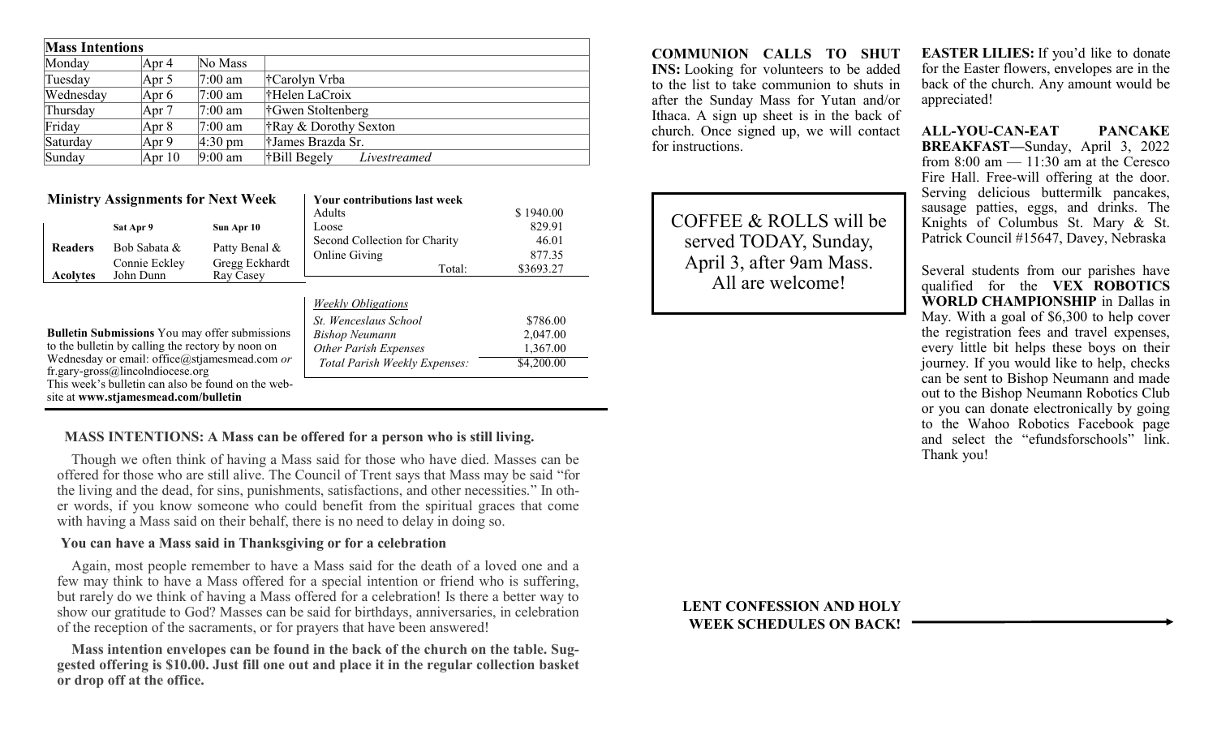| Mass Intentions | | | |
|---|---|---|---|
| Monday | Apr 4 | No Mass | |
| Tuesday | Apr 5 | 7:00 am | †Carolyn Vrba |
| Wednesday | Apr 6 | 7:00 am | †Helen LaCroix |
| Thursday | Apr 7 | 7:00 am | †Gwen Stoltenberg |
| Friday | Apr 8 | 7:00 am | †Ray & Dorothy Sexton |
| Saturday | Apr 9 | 4:30 pm | †James Brazda Sr. |
| Sunday | Apr 10 | 9:00 am | †Bill Begely *Livestreamed* |

**Ministry Assignments for Next Week**

| | Sat Apr 9 | Sun Apr 10 |
|---|---|---|
| **Readers** | Bob Sabata & Connie Eckley | Patty Benal & Gregg Eckhardt |
| **Acolytes** | John Dunn | Ray Casey |

**Bulletin Submissions** You may offer submissions to the bulletin by calling the rectory by noon on Wednesday or email: office@stjamesmead.com *or* fr.gary-gross@lincolndiocese.org

This week's bulletin can also be found on the website at **www.stjamesmead.com/bulletin**

| **Your contributions last week** | |
|---|---|
| Adults | $ 1940.00 |
| Loose | 829.91 |
| Second Collection for Charity | 46.01 |
| Online Giving | 877.35 |
| Total: | $3693.27 |

| *Weekly Obligations* | |
|---|---|
| *St. Wenceslaus School* | $786.00 |
| *Bishop Neumann* | 2,047.00 |
| *Other Parish Expenses* | 1,367.00 |
| *Total Parish Weekly Expenses:* | $4,200.00 |

### MASS INTENTIONS: A Mass can be offered for a person who is still living.

Though we often think of having a Mass said for those who have died. Masses can be offered for those who are still alive. The Council of Trent says that Mass may be said "for the living and the dead, for sins, punishments, satisfactions, and other necessities." In other words, if you know someone who could benefit from the spiritual graces that come with having a Mass said on their behalf, there is no need to delay in doing so.

### You can have a Mass said in Thanksgiving or for a celebration

Again, most people remember to have a Mass said for the death of a loved one and a few may think to have a Mass offered for a special intention or friend who is suffering, but rarely do we think of having a Mass offered for a celebration! Is there a better way to show our gratitude to God? Masses can be said for birthdays, anniversaries, in celebration of the reception of the sacraments, or for prayers that have been answered!

**Mass intention envelopes can be found in the back of the church on the table. Suggested offering is $10.00. Just fill one out and place it in the regular collection basket or drop off at the office.**

**COMMUNION CALLS TO SHUT INS:** Looking for volunteers to be added to the list to take communion to shuts in after the Sunday Mass for Yutan and/or Ithaca. A sign up sheet is in the back of church. Once signed up, we will contact for instructions.

COFFEE & ROLLS will be served TODAY, Sunday, April 3, after 9am Mass. All are welcome!

**LENT CONFESSION AND HOLY WEEK SCHEDULES ON BACK!**

**EASTER LILIES:** If you'd like to donate for the Easter flowers, envelopes are in the back of the church. Any amount would be appreciated!

**ALL-YOU-CAN-EAT PANCAKE BREAKFAST—**Sunday, April 3, 2022 from 8:00 am — 11:30 am at the Ceresco Fire Hall. Free-will offering at the door. Serving delicious buttermilk pancakes, sausage patties, eggs, and drinks. The Knights of Columbus St. Mary & St. Patrick Council #15647, Davey, Nebraska

Several students from our parishes have qualified for the **VEX ROBOTICS WORLD CHAMPIONSHIP** in Dallas in May. With a goal of $6,300 to help cover the registration fees and travel expenses, every little bit helps these boys on their journey. If you would like to help, checks can be sent to Bishop Neumann and made out to the Bishop Neumann Robotics Club or you can donate electronically by going to the Wahoo Robotics Facebook page and select the "efundsforschools" link. Thank you!